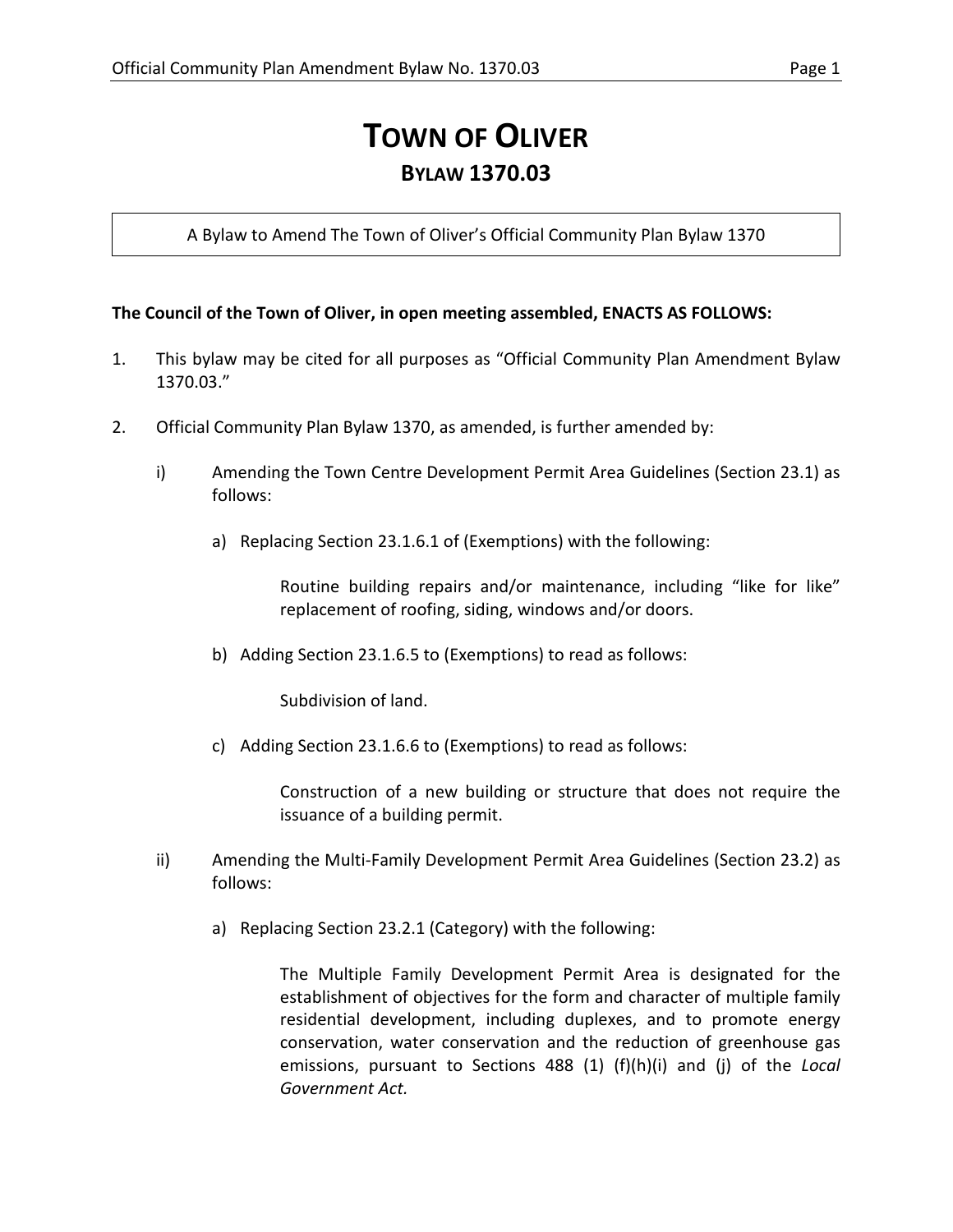# TOWN OF OLIVER

## BYLAW 1370.03

A Bylaw to Amend The Town of Oliver's Official Community Plan Bylaw 1370

**The Council of the Town of Oliver, in open meeting assembled, ENACTS AS FOLLOWS:**

1. This bylaw may be cited for all purposes as "Official Community Plan Amendment Bylaw 1370.03."

2. Official Community Plan Bylaw 1370, as amended, is further amended by:

   i) Amending the Town Centre Development Permit Area Guidelines (Section 23.1) as follows:

      a) Replacing Section 23.1.6.1 of (Exemptions) with the following:

         Routine building repairs and/or maintenance, including "like for like" replacement of roofing, siding, windows and/or doors.

      b) Adding Section 23.1.6.5 to (Exemptions) to read as follows:

         Subdivision of land.

      c) Adding Section 23.1.6.6 to (Exemptions) to read as follows:

         Construction of a new building or structure that does not require the issuance of a building permit.

   ii) Amending the Multi-Family Development Permit Area Guidelines (Section 23.2) as follows:

      a) Replacing Section 23.2.1 (Category) with the following:

         The Multiple Family Development Permit Area is designated for the establishment of objectives for the form and character of multiple family residential development, including duplexes, and to promote energy conservation, water conservation and the reduction of greenhouse gas emissions, pursuant to Sections 488 (1) (f)(h)(i) and (j) of the *Local Government Act.*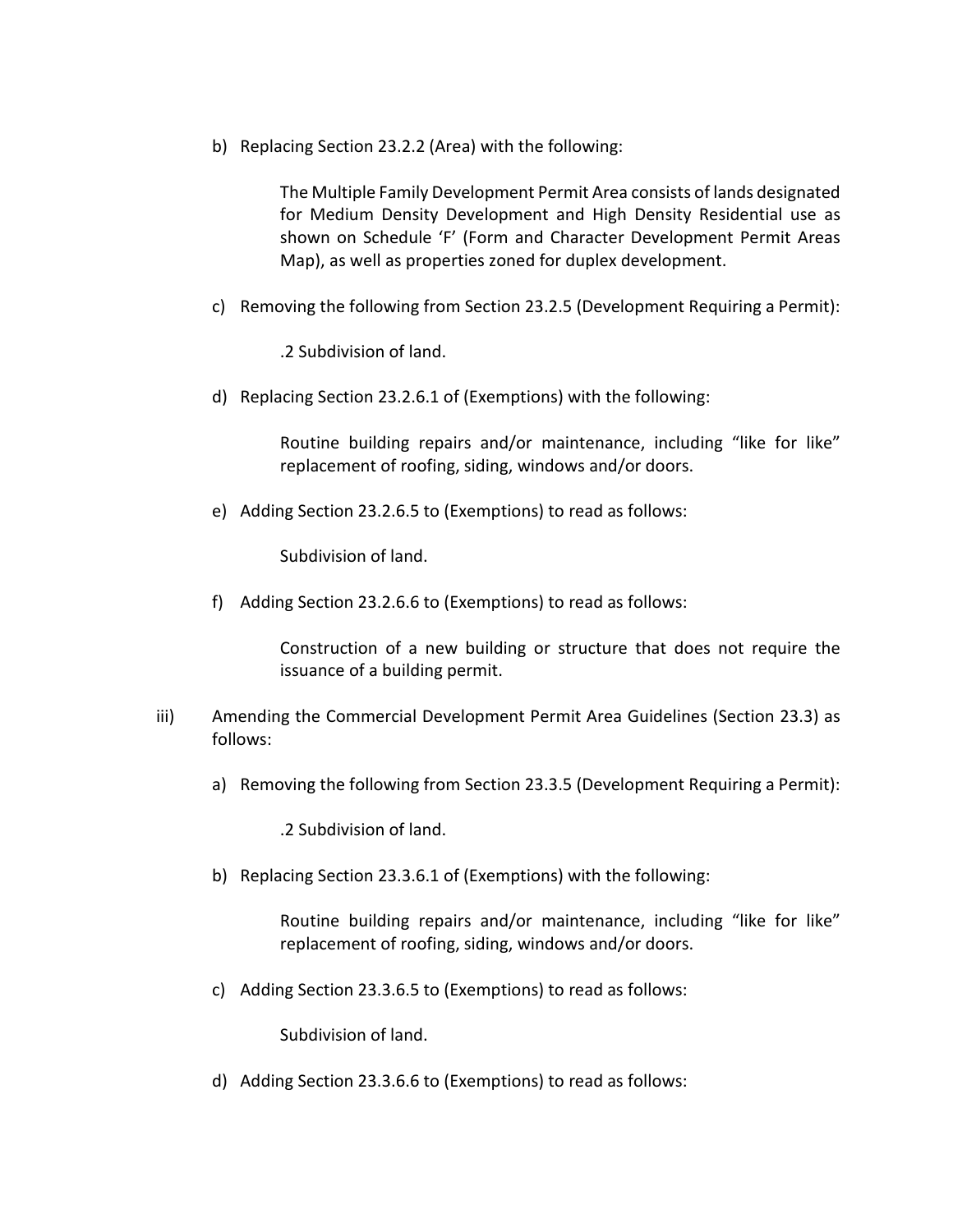b) Replacing Section 23.2.2 (Area) with the following:

> The Multiple Family Development Permit Area consists of lands designated for Medium Density Development and High Density Residential use as shown on Schedule 'F' (Form and Character Development Permit Areas Map), as well as properties zoned for duplex development.

c) Removing the following from Section 23.2.5 (Development Requiring a Permit):

> .2 Subdivision of land.

d) Replacing Section 23.2.6.1 of (Exemptions) with the following:

> Routine building repairs and/or maintenance, including "like for like" replacement of roofing, siding, windows and/or doors.

e) Adding Section 23.2.6.5 to (Exemptions) to read as follows:

> Subdivision of land.

f) Adding Section 23.2.6.6 to (Exemptions) to read as follows:

> Construction of a new building or structure that does not require the issuance of a building permit.

iii) Amending the Commercial Development Permit Area Guidelines (Section 23.3) as follows:

a) Removing the following from Section 23.3.5 (Development Requiring a Permit):

> .2 Subdivision of land.

b) Replacing Section 23.3.6.1 of (Exemptions) with the following:

> Routine building repairs and/or maintenance, including "like for like" replacement of roofing, siding, windows and/or doors.

c) Adding Section 23.3.6.5 to (Exemptions) to read as follows:

> Subdivision of land.

d) Adding Section 23.3.6.6 to (Exemptions) to read as follows: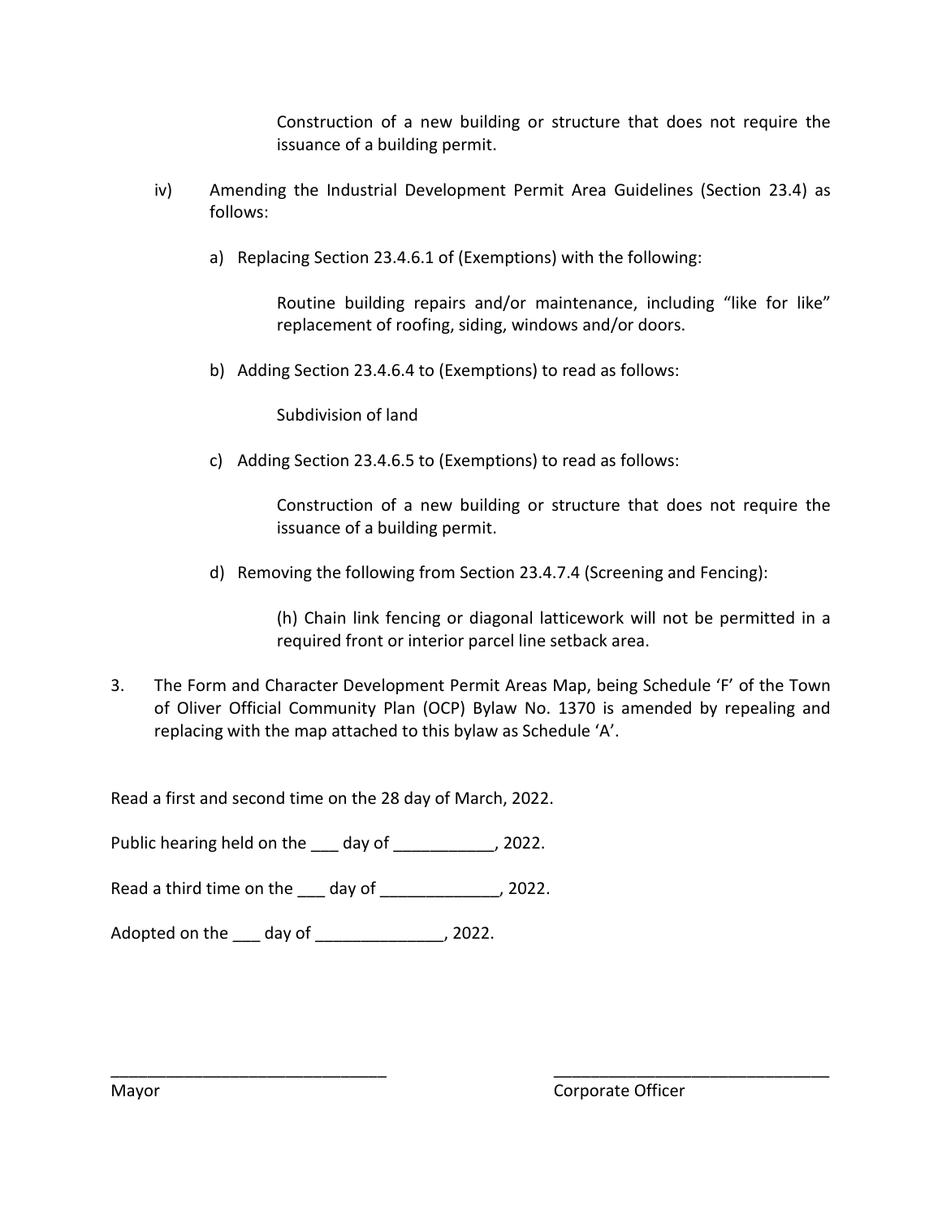Construction of a new building or structure that does not require the issuance of a building permit.

iv) Amending the Industrial Development Permit Area Guidelines (Section 23.4) as follows:

a) Replacing Section 23.4.6.1 of (Exemptions) with the following:

> Routine building repairs and/or maintenance, including "like for like" replacement of roofing, siding, windows and/or doors.

b) Adding Section 23.4.6.4 to (Exemptions) to read as follows:

> Subdivision of land

c) Adding Section 23.4.6.5 to (Exemptions) to read as follows:

> Construction of a new building or structure that does not require the issuance of a building permit.

d) Removing the following from Section 23.4.7.4 (Screening and Fencing):

> (h) Chain link fencing or diagonal latticework will not be permitted in a required front or interior parcel line setback area.

3. The Form and Character Development Permit Areas Map, being Schedule 'F' of the Town of Oliver Official Community Plan (OCP) Bylaw No. 1370 is amended by repealing and replacing with the map attached to this bylaw as Schedule 'A'.

Read a first and second time on the 28 day of March, 2022.

Public hearing held on the ___ day of ___________, 2022.

Read a third time on the ___ day of _____________, 2022.

Adopted on the ___ day of ______________, 2022.

______________________________ ______________________________

Mayor Corporate Officer